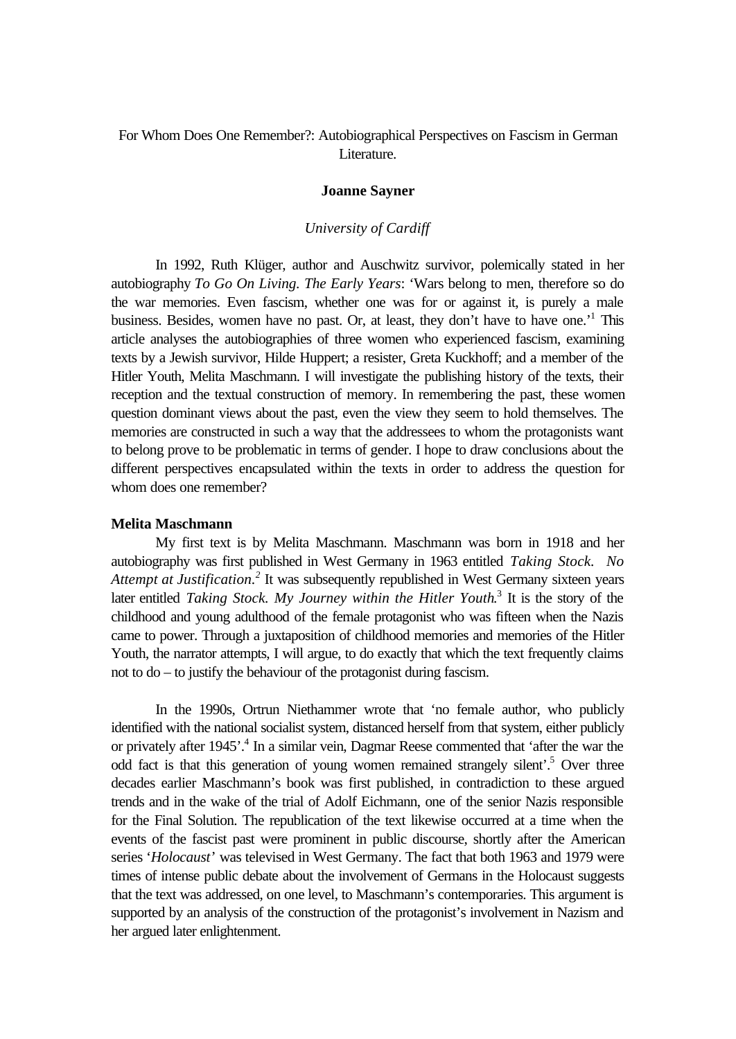# For Whom Does One Remember?: Autobiographical Perspectives on Fascism in German Literature.

**Joanne Sayner**

*University of Cardiff*

In 1992, Ruth Klüger, author and Auschwitz survivor, polemically stated in her autobiography *To Go On Living. The Early Years*: 'Wars belong to men, therefore so do the war memories. Even fascism, whether one was for or against it, is purely a male business. Besides, women have no past. Or, at least, they don't have to have one.'[1] This article analyses the autobiographies of three women who experienced fascism, examining texts by a Jewish survivor, Hilde Huppert; a resister, Greta Kuckhoff; and a member of the Hitler Youth, Melita Maschmann. I will investigate the publishing history of the texts, their reception and the textual construction of memory. In remembering the past, these women question dominant views about the past, even the view they seem to hold themselves. The memories are constructed in such a way that the addressees to whom the protagonists want to belong prove to be problematic in terms of gender. I hope to draw conclusions about the different perspectives encapsulated within the texts in order to address the question for whom does one remember?

## Melita Maschmann

My first text is by Melita Maschmann. Maschmann was born in 1918 and her autobiography was first published in West Germany in 1963 entitled *Taking Stock. No Attempt at Justification.*[2] It was subsequently republished in West Germany sixteen years later entitled *Taking Stock. My Journey within the Hitler Youth.*[3] It is the story of the childhood and young adulthood of the female protagonist who was fifteen when the Nazis came to power. Through a juxtaposition of childhood memories and memories of the Hitler Youth, the narrator attempts, I will argue, to do exactly that which the text frequently claims not to do – to justify the behaviour of the protagonist during fascism.

In the 1990s, Ortrun Niethammer wrote that 'no female author, who publicly identified with the national socialist system, distanced herself from that system, either publicly or privately after 1945'.[4] In a similar vein, Dagmar Reese commented that 'after the war the odd fact is that this generation of young women remained strangely silent'.[5] Over three decades earlier Maschmann's book was first published, in contradiction to these argued trends and in the wake of the trial of Adolf Eichmann, one of the senior Nazis responsible for the Final Solution. The republication of the text likewise occurred at a time when the events of the fascist past were prominent in public discourse, shortly after the American series '*Holocaust*' was televised in West Germany. The fact that both 1963 and 1979 were times of intense public debate about the involvement of Germans in the Holocaust suggests that the text was addressed, on one level, to Maschmann's contemporaries. This argument is supported by an analysis of the construction of the protagonist's involvement in Nazism and her argued later enlightenment.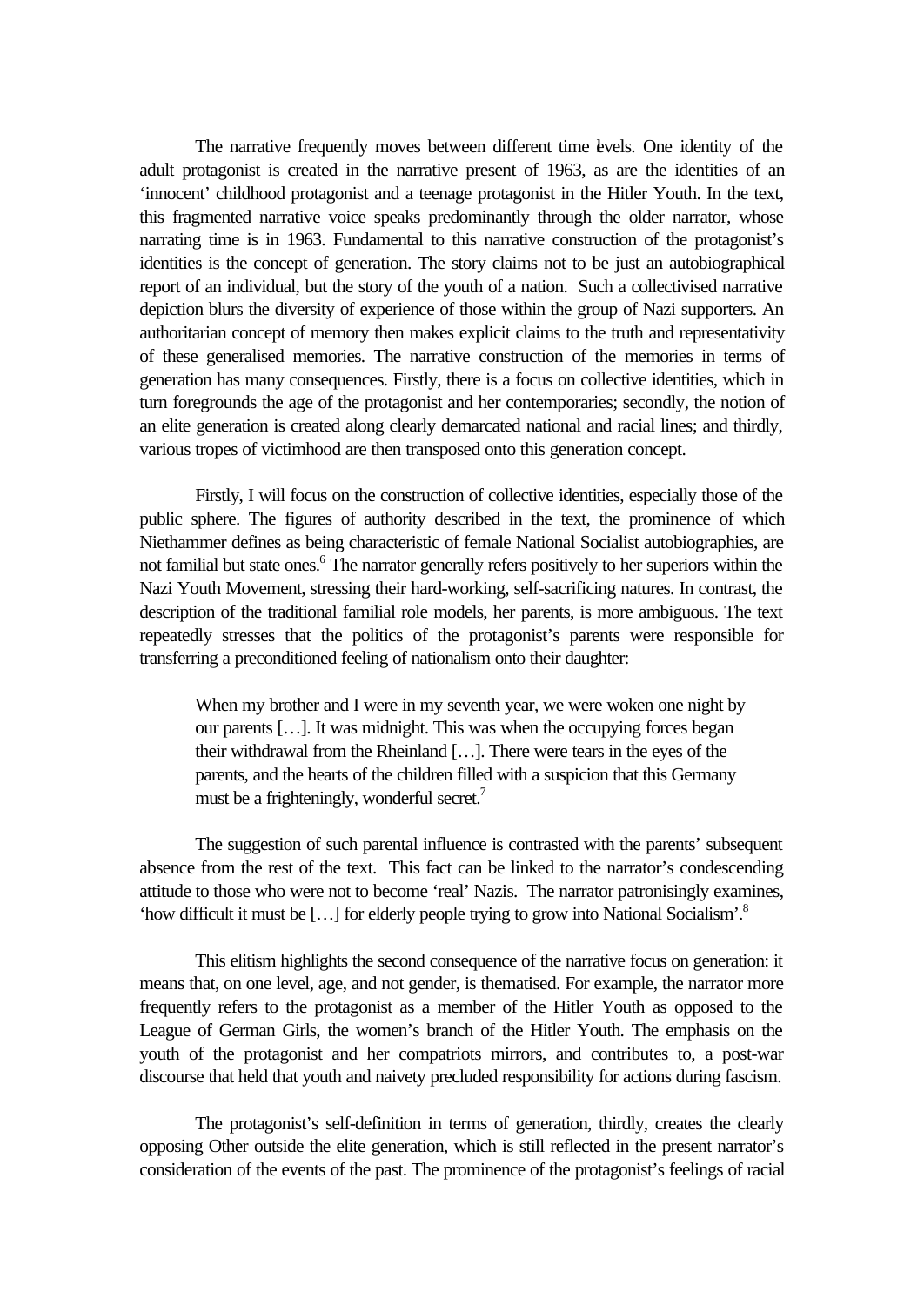The narrative frequently moves between different time levels. One identity of the adult protagonist is created in the narrative present of 1963, as are the identities of an 'innocent' childhood protagonist and a teenage protagonist in the Hitler Youth. In the text, this fragmented narrative voice speaks predominantly through the older narrator, whose narrating time is in 1963. Fundamental to this narrative construction of the protagonist's identities is the concept of generation. The story claims not to be just an autobiographical report of an individual, but the story of the youth of a nation. Such a collectivised narrative depiction blurs the diversity of experience of those within the group of Nazi supporters. An authoritarian concept of memory then makes explicit claims to the truth and representativity of these generalised memories. The narrative construction of the memories in terms of generation has many consequences. Firstly, there is a focus on collective identities, which in turn foregrounds the age of the protagonist and her contemporaries; secondly, the notion of an elite generation is created along clearly demarcated national and racial lines; and thirdly, various tropes of victimhood are then transposed onto this generation concept.

Firstly, I will focus on the construction of collective identities, especially those of the public sphere. The figures of authority described in the text, the prominence of which Niethammer defines as being characteristic of female National Socialist autobiographies, are not familial but state ones.[6] The narrator generally refers positively to her superiors within the Nazi Youth Movement, stressing their hard-working, self-sacrificing natures. In contrast, the description of the traditional familial role models, her parents, is more ambiguous. The text repeatedly stresses that the politics of the protagonist's parents were responsible for transferring a preconditioned feeling of nationalism onto their daughter:

> When my brother and I were in my seventh year, we were woken one night by our parents […]. It was midnight. This was when the occupying forces began their withdrawal from the Rheinland […]. There were tears in the eyes of the parents, and the hearts of the children filled with a suspicion that this Germany must be a frighteningly, wonderful secret.[7]

The suggestion of such parental influence is contrasted with the parents' subsequent absence from the rest of the text. This fact can be linked to the narrator's condescending attitude to those who were not to become 'real' Nazis. The narrator patronisingly examines, 'how difficult it must be […] for elderly people trying to grow into National Socialism'.[8]

This elitism highlights the second consequence of the narrative focus on generation: it means that, on one level, age, and not gender, is thematised. For example, the narrator more frequently refers to the protagonist as a member of the Hitler Youth as opposed to the League of German Girls, the women's branch of the Hitler Youth. The emphasis on the youth of the protagonist and her compatriots mirrors, and contributes to, a post-war discourse that held that youth and naivety precluded responsibility for actions during fascism.

The protagonist's self-definition in terms of generation, thirdly, creates the clearly opposing Other outside the elite generation, which is still reflected in the present narrator's consideration of the events of the past. The prominence of the protagonist's feelings of racial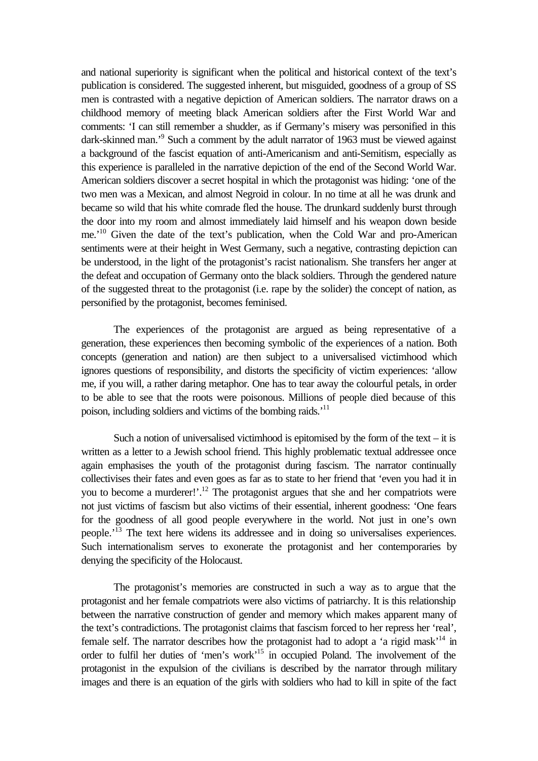and national superiority is significant when the political and historical context of the text's publication is considered. The suggested inherent, but misguided, goodness of a group of SS men is contrasted with a negative depiction of American soldiers. The narrator draws on a childhood memory of meeting black American soldiers after the First World War and comments: 'I can still remember a shudder, as if Germany's misery was personified in this dark-skinned man.'[9] Such a comment by the adult narrator of 1963 must be viewed against a background of the fascist equation of anti-Americanism and anti-Semitism, especially as this experience is paralleled in the narrative depiction of the end of the Second World War. American soldiers discover a secret hospital in which the protagonist was hiding: 'one of the two men was a Mexican, and almost Negroid in colour. In no time at all he was drunk and became so wild that his white comrade fled the house. The drunkard suddenly burst through the door into my room and almost immediately laid himself and his weapon down beside me.'[10] Given the date of the text's publication, when the Cold War and pro-American sentiments were at their height in West Germany, such a negative, contrasting depiction can be understood, in the light of the protagonist's racist nationalism. She transfers her anger at the defeat and occupation of Germany onto the black soldiers. Through the gendered nature of the suggested threat to the protagonist (i.e. rape by the solider) the concept of nation, as personified by the protagonist, becomes feminised.

The experiences of the protagonist are argued as being representative of a generation, these experiences then becoming symbolic of the experiences of a nation. Both concepts (generation and nation) are then subject to a universalised victimhood which ignores questions of responsibility, and distorts the specificity of victim experiences: 'allow me, if you will, a rather daring metaphor. One has to tear away the colourful petals, in order to be able to see that the roots were poisonous. Millions of people died because of this poison, including soldiers and victims of the bombing raids.'[11]

Such a notion of universalised victimhood is epitomised by the form of the text – it is written as a letter to a Jewish school friend. This highly problematic textual addressee once again emphasises the youth of the protagonist during fascism. The narrator continually collectivises their fates and even goes as far as to state to her friend that 'even you had it in you to become a murderer!'.[12] The protagonist argues that she and her compatriots were not just victims of fascism but also victims of their essential, inherent goodness: 'One fears for the goodness of all good people everywhere in the world. Not just in one's own people.'[13] The text here widens its addressee and in doing so universalises experiences. Such internationalism serves to exonerate the protagonist and her contemporaries by denying the specificity of the Holocaust.

The protagonist's memories are constructed in such a way as to argue that the protagonist and her female compatriots were also victims of patriarchy. It is this relationship between the narrative construction of gender and memory which makes apparent many of the text's contradictions. The protagonist claims that fascism forced to her repress her 'real', female self. The narrator describes how the protagonist had to adopt a 'a rigid mask'[14] in order to fulfil her duties of 'men's work'[15] in occupied Poland. The involvement of the protagonist in the expulsion of the civilians is described by the narrator through military images and there is an equation of the girls with soldiers who had to kill in spite of the fact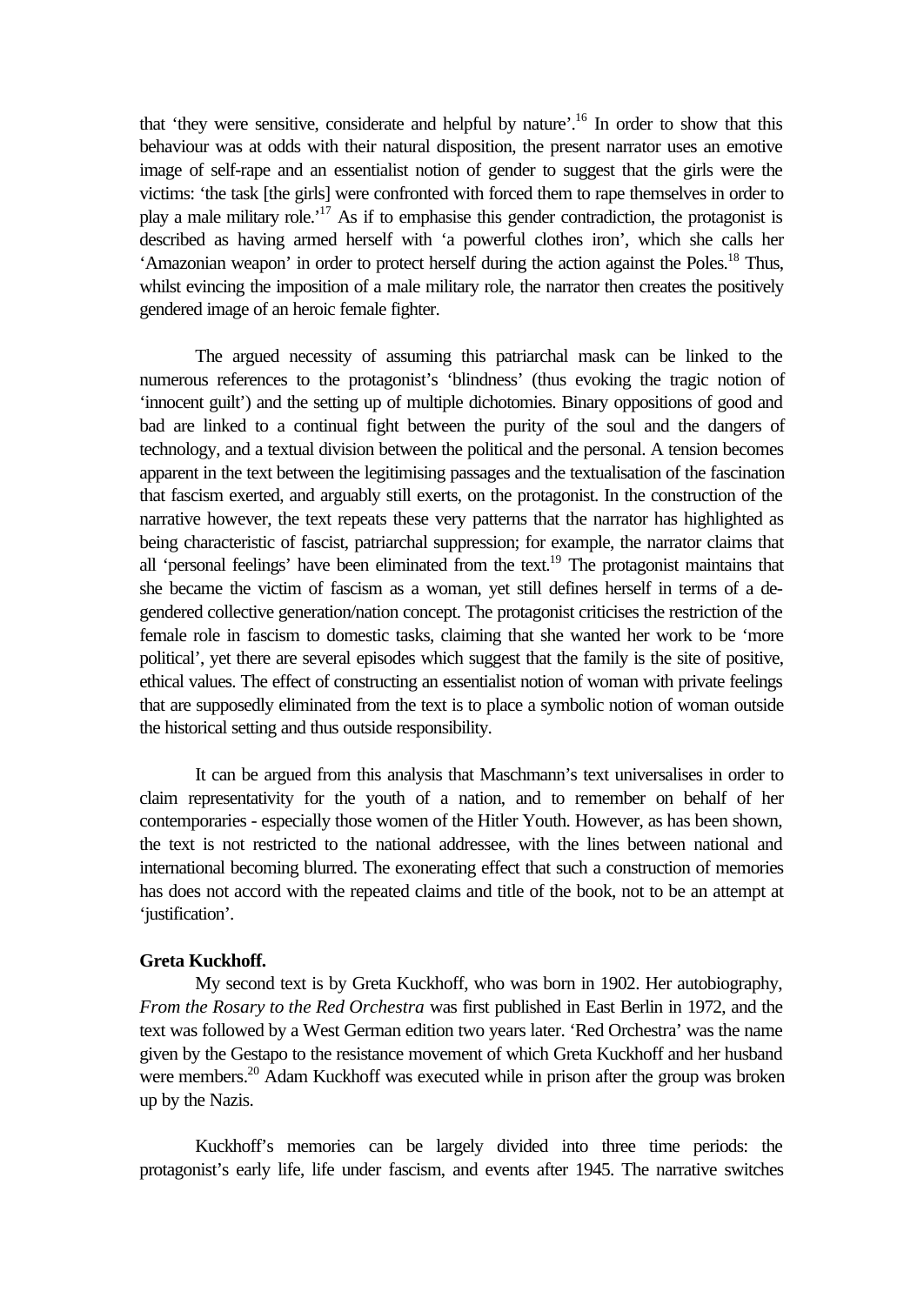that 'they were sensitive, considerate and helpful by nature'.[16] In order to show that this behaviour was at odds with their natural disposition, the present narrator uses an emotive image of self-rape and an essentialist notion of gender to suggest that the girls were the victims: 'the task [the girls] were confronted with forced them to rape themselves in order to play a male military role.'[17] As if to emphasise this gender contradiction, the protagonist is described as having armed herself with 'a powerful clothes iron', which she calls her 'Amazonian weapon' in order to protect herself during the action against the Poles.[18] Thus, whilst evincing the imposition of a male military role, the narrator then creates the positively gendered image of an heroic female fighter.

The argued necessity of assuming this patriarchal mask can be linked to the numerous references to the protagonist's 'blindness' (thus evoking the tragic notion of 'innocent guilt') and the setting up of multiple dichotomies. Binary oppositions of good and bad are linked to a continual fight between the purity of the soul and the dangers of technology, and a textual division between the political and the personal. A tension becomes apparent in the text between the legitimising passages and the textualisation of the fascination that fascism exerted, and arguably still exerts, on the protagonist. In the construction of the narrative however, the text repeats these very patterns that the narrator has highlighted as being characteristic of fascist, patriarchal suppression; for example, the narrator claims that all 'personal feelings' have been eliminated from the text.[19] The protagonist maintains that she became the victim of fascism as a woman, yet still defines herself in terms of a de-gendered collective generation/nation concept. The protagonist criticises the restriction of the female role in fascism to domestic tasks, claiming that she wanted her work to be 'more political', yet there are several episodes which suggest that the family is the site of positive, ethical values. The effect of constructing an essentialist notion of woman with private feelings that are supposedly eliminated from the text is to place a symbolic notion of woman outside the historical setting and thus outside responsibility.

It can be argued from this analysis that Maschmann's text universalises in order to claim representativity for the youth of a nation, and to remember on behalf of her contemporaries - especially those women of the Hitler Youth. However, as has been shown, the text is not restricted to the national addressee, with the lines between national and international becoming blurred. The exonerating effect that such a construction of memories has does not accord with the repeated claims and title of the book, not to be an attempt at 'justification'.

**Greta Kuckhoff.**

My second text is by Greta Kuckhoff, who was born in 1902. Her autobiography, *From the Rosary to the Red Orchestra* was first published in East Berlin in 1972, and the text was followed by a West German edition two years later. 'Red Orchestra' was the name given by the Gestapo to the resistance movement of which Greta Kuckhoff and her husband were members.[20] Adam Kuckhoff was executed while in prison after the group was broken up by the Nazis.

Kuckhoff's memories can be largely divided into three time periods: the protagonist's early life, life under fascism, and events after 1945. The narrative switches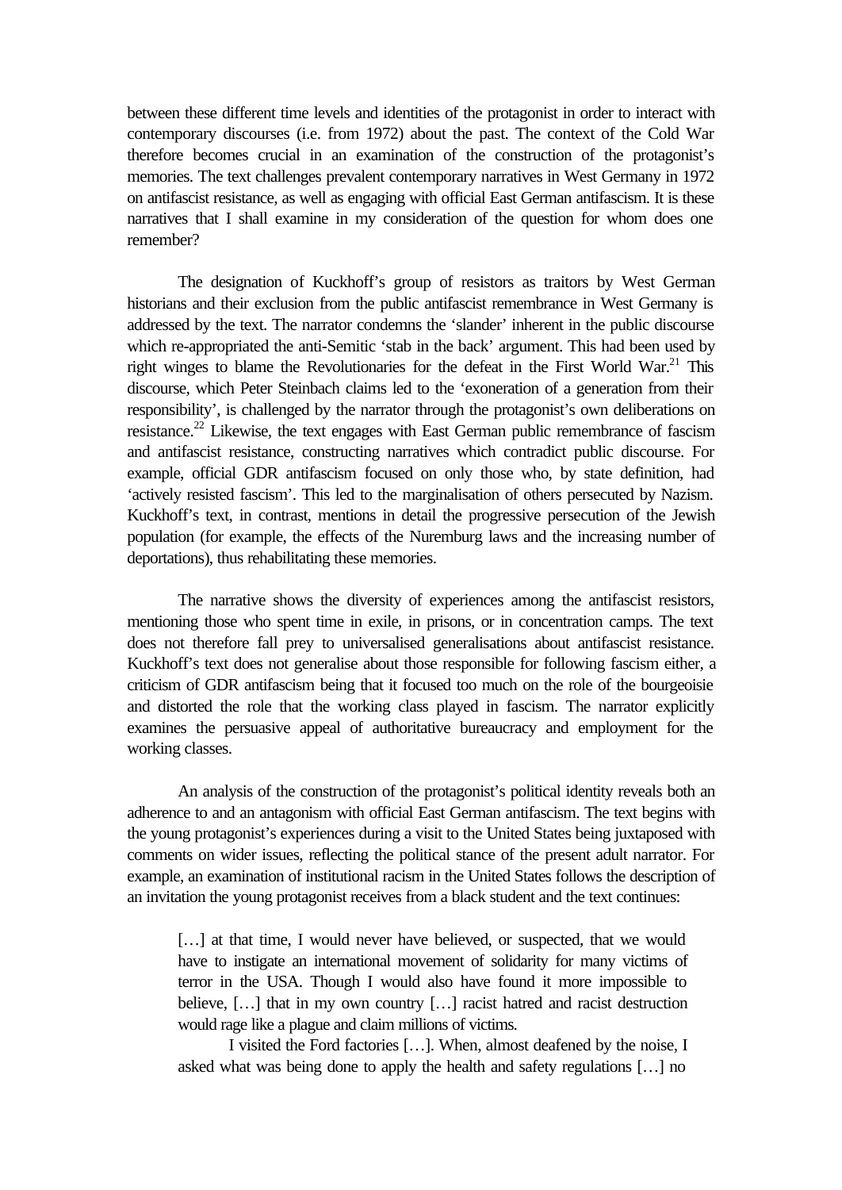between these different time levels and identities of the protagonist in order to interact with contemporary discourses (i.e. from 1972) about the past. The context of the Cold War therefore becomes crucial in an examination of the construction of the protagonist's memories. The text challenges prevalent contemporary narratives in West Germany in 1972 on antifascist resistance, as well as engaging with official East German antifascism. It is these narratives that I shall examine in my consideration of the question for whom does one remember?

The designation of Kuckhoff's group of resistors as traitors by West German historians and their exclusion from the public antifascist remembrance in West Germany is addressed by the text. The narrator condemns the 'slander' inherent in the public discourse which re-appropriated the anti-Semitic 'stab in the back' argument. This had been used by right winges to blame the Revolutionaries for the defeat in the First World War.[21] This discourse, which Peter Steinbach claims led to the 'exoneration of a generation from their responsibility', is challenged by the narrator through the protagonist's own deliberations on resistance.[22] Likewise, the text engages with East German public remembrance of fascism and antifascist resistance, constructing narratives which contradict public discourse. For example, official GDR antifascism focused on only those who, by state definition, had 'actively resisted fascism'. This led to the marginalisation of others persecuted by Nazism. Kuckhoff's text, in contrast, mentions in detail the progressive persecution of the Jewish population (for example, the effects of the Nuremburg laws and the increasing number of deportations), thus rehabilitating these memories.

The narrative shows the diversity of experiences among the antifascist resistors, mentioning those who spent time in exile, in prisons, or in concentration camps. The text does not therefore fall prey to universalised generalisations about antifascist resistance. Kuckhoff's text does not generalise about those responsible for following fascism either, a criticism of GDR antifascism being that it focused too much on the role of the bourgeoisie and distorted the role that the working class played in fascism. The narrator explicitly examines the persuasive appeal of authoritative bureaucracy and employment for the working classes.

An analysis of the construction of the protagonist's political identity reveals both an adherence to and an antagonism with official East German antifascism. The text begins with the young protagonist's experiences during a visit to the United States being juxtaposed with comments on wider issues, reflecting the political stance of the present adult narrator. For example, an examination of institutional racism in the United States follows the description of an invitation the young protagonist receives from a black student and the text continues:

> […] at that time, I would never have believed, or suspected, that we would have to instigate an international movement of solidarity for many victims of terror in the USA. Though I would also have found it more impossible to believe, […] that in my own country […] racist hatred and racist destruction would rage like a plague and claim millions of victims.
>
> I visited the Ford factories […]. When, almost deafened by the noise, I asked what was being done to apply the health and safety regulations […] no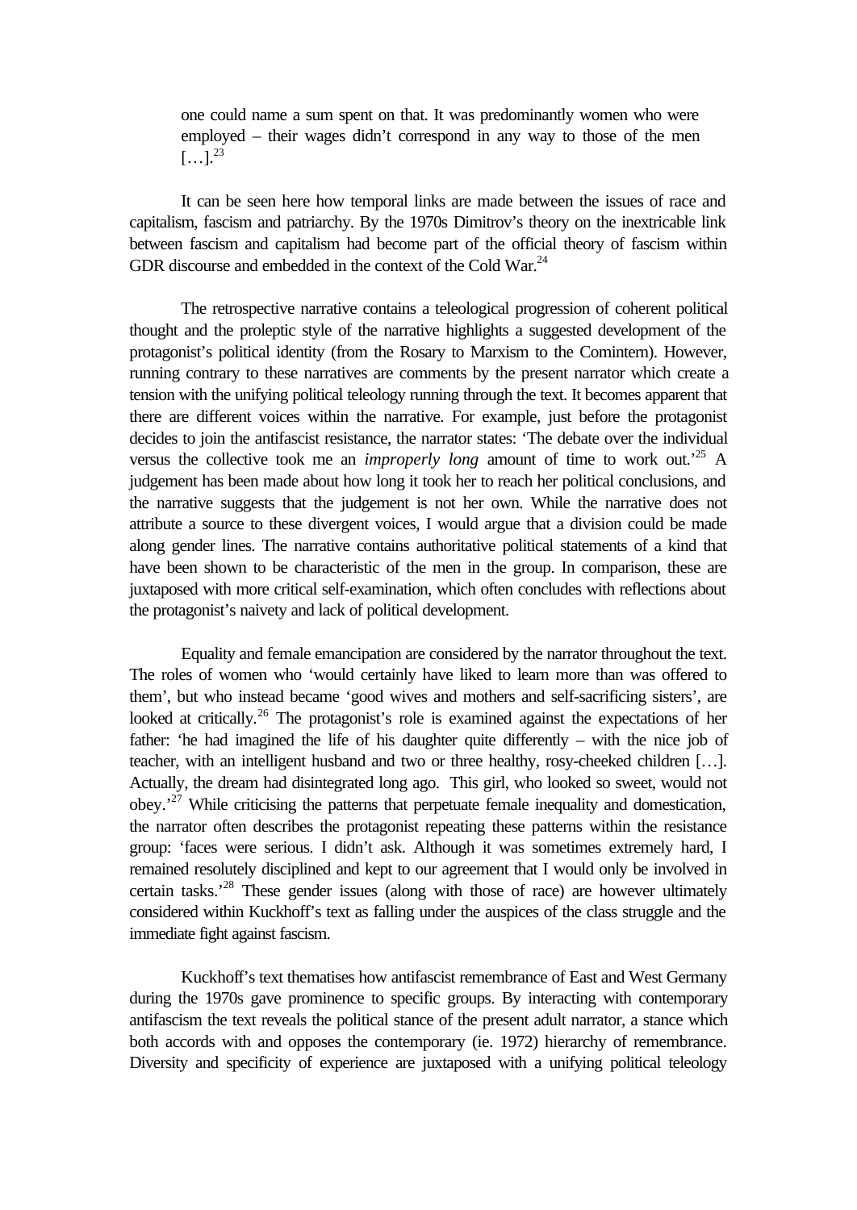> one could name a sum spent on that. It was predominantly women who were employed – their wages didn't correspond in any way to those of the men […].[23]

It can be seen here how temporal links are made between the issues of race and capitalism, fascism and patriarchy. By the 1970s Dimitrov's theory on the inextricable link between fascism and capitalism had become part of the official theory of fascism within GDR discourse and embedded in the context of the Cold War.[24]

The retrospective narrative contains a teleological progression of coherent political thought and the proleptic style of the narrative highlights a suggested development of the protagonist's political identity (from the Rosary to Marxism to the Comintern). However, running contrary to these narratives are comments by the present narrator which create a tension with the unifying political teleology running through the text. It becomes apparent that there are different voices within the narrative. For example, just before the protagonist decides to join the antifascist resistance, the narrator states: 'The debate over the individual versus the collective took me an *improperly long* amount of time to work out.'[25] A judgement has been made about how long it took her to reach her political conclusions, and the narrative suggests that the judgement is not her own. While the narrative does not attribute a source to these divergent voices, I would argue that a division could be made along gender lines. The narrative contains authoritative political statements of a kind that have been shown to be characteristic of the men in the group. In comparison, these are juxtaposed with more critical self-examination, which often concludes with reflections about the protagonist's naivety and lack of political development.

Equality and female emancipation are considered by the narrator throughout the text. The roles of women who 'would certainly have liked to learn more than was offered to them', but who instead became 'good wives and mothers and self-sacrificing sisters', are looked at critically.[26] The protagonist's role is examined against the expectations of her father: 'he had imagined the life of his daughter quite differently – with the nice job of teacher, with an intelligent husband and two or three healthy, rosy-cheeked children […]. Actually, the dream had disintegrated long ago. This girl, who looked so sweet, would not obey.'[27] While criticising the patterns that perpetuate female inequality and domestication, the narrator often describes the protagonist repeating these patterns within the resistance group: 'faces were serious. I didn't ask. Although it was sometimes extremely hard, I remained resolutely disciplined and kept to our agreement that I would only be involved in certain tasks.'[28] These gender issues (along with those of race) are however ultimately considered within Kuckhoff's text as falling under the auspices of the class struggle and the immediate fight against fascism.

Kuckhoff's text thematises how antifascist remembrance of East and West Germany during the 1970s gave prominence to specific groups. By interacting with contemporary antifascism the text reveals the political stance of the present adult narrator, a stance which both accords with and opposes the contemporary (ie. 1972) hierarchy of remembrance. Diversity and specificity of experience are juxtaposed with a unifying political teleology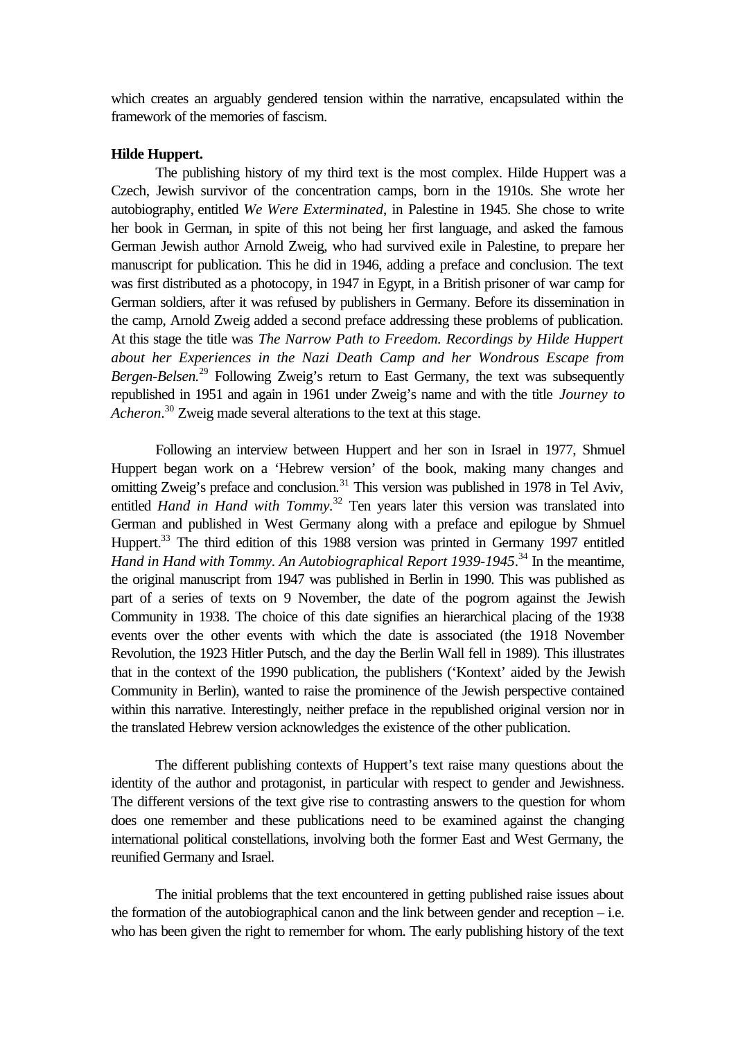which creates an arguably gendered tension within the narrative, encapsulated within the framework of the memories of fascism.

**Hilde Huppert.**

The publishing history of my third text is the most complex. Hilde Huppert was a Czech, Jewish survivor of the concentration camps, born in the 1910s. She wrote her autobiography, entitled *We Were Exterminated*, in Palestine in 1945. She chose to write her book in German, in spite of this not being her first language, and asked the famous German Jewish author Arnold Zweig, who had survived exile in Palestine, to prepare her manuscript for publication. This he did in 1946, adding a preface and conclusion. The text was first distributed as a photocopy, in 1947 in Egypt, in a British prisoner of war camp for German soldiers, after it was refused by publishers in Germany. Before its dissemination in the camp, Arnold Zweig added a second preface addressing these problems of publication. At this stage the title was *The Narrow Path to Freedom. Recordings by Hilde Huppert about her Experiences in the Nazi Death Camp and her Wondrous Escape from Bergen-Belsen.*[29] Following Zweig's return to East Germany, the text was subsequently republished in 1951 and again in 1961 under Zweig's name and with the title *Journey to Acheron*.[30] Zweig made several alterations to the text at this stage.

Following an interview between Huppert and her son in Israel in 1977, Shmuel Huppert began work on a 'Hebrew version' of the book, making many changes and omitting Zweig's preface and conclusion.[31] This version was published in 1978 in Tel Aviv, entitled *Hand in Hand with Tommy.*[32] Ten years later this version was translated into German and published in West Germany along with a preface and epilogue by Shmuel Huppert.[33] The third edition of this 1988 version was printed in Germany 1997 entitled *Hand in Hand with Tommy. An Autobiographical Report 1939-1945*.[34] In the meantime, the original manuscript from 1947 was published in Berlin in 1990. This was published as part of a series of texts on 9 November, the date of the pogrom against the Jewish Community in 1938. The choice of this date signifies an hierarchical placing of the 1938 events over the other events with which the date is associated (the 1918 November Revolution, the 1923 Hitler Putsch, and the day the Berlin Wall fell in 1989). This illustrates that in the context of the 1990 publication, the publishers ('Kontext' aided by the Jewish Community in Berlin), wanted to raise the prominence of the Jewish perspective contained within this narrative. Interestingly, neither preface in the republished original version nor in the translated Hebrew version acknowledges the existence of the other publication.

The different publishing contexts of Huppert's text raise many questions about the identity of the author and protagonist, in particular with respect to gender and Jewishness. The different versions of the text give rise to contrasting answers to the question for whom does one remember and these publications need to be examined against the changing international political constellations, involving both the former East and West Germany, the reunified Germany and Israel.

The initial problems that the text encountered in getting published raise issues about the formation of the autobiographical canon and the link between gender and reception – i.e. who has been given the right to remember for whom. The early publishing history of the text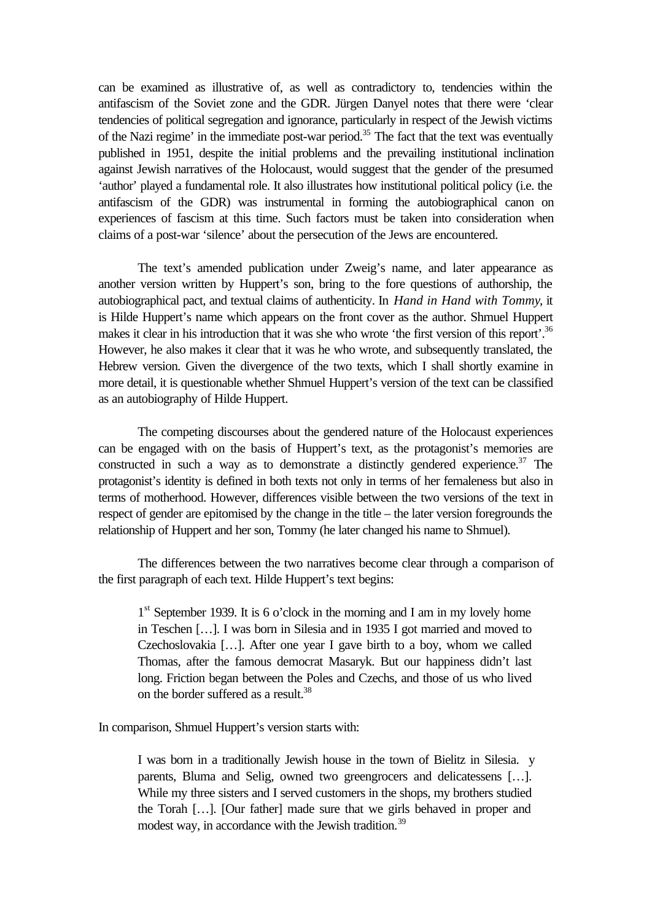can be examined as illustrative of, as well as contradictory to, tendencies within the antifascism of the Soviet zone and the GDR. Jürgen Danyel notes that there were 'clear tendencies of political segregation and ignorance, particularly in respect of the Jewish victims of the Nazi regime' in the immediate post-war period.[35] The fact that the text was eventually published in 1951, despite the initial problems and the prevailing institutional inclination against Jewish narratives of the Holocaust, would suggest that the gender of the presumed 'author' played a fundamental role. It also illustrates how institutional political policy (i.e. the antifascism of the GDR) was instrumental in forming the autobiographical canon on experiences of fascism at this time. Such factors must be taken into consideration when claims of a post-war 'silence' about the persecution of the Jews are encountered.

The text's amended publication under Zweig's name, and later appearance as another version written by Huppert's son, bring to the fore questions of authorship, the autobiographical pact, and textual claims of authenticity. In *Hand in Hand with Tommy*, it is Hilde Huppert's name which appears on the front cover as the author. Shmuel Huppert makes it clear in his introduction that it was she who wrote 'the first version of this report'.[36] However, he also makes it clear that it was he who wrote, and subsequently translated, the Hebrew version. Given the divergence of the two texts, which I shall shortly examine in more detail, it is questionable whether Shmuel Huppert's version of the text can be classified as an autobiography of Hilde Huppert.

The competing discourses about the gendered nature of the Holocaust experiences can be engaged with on the basis of Huppert's text, as the protagonist's memories are constructed in such a way as to demonstrate a distinctly gendered experience.[37] The protagonist's identity is defined in both texts not only in terms of her femaleness but also in terms of motherhood. However, differences visible between the two versions of the text in respect of gender are epitomised by the change in the title – the later version foregrounds the relationship of Huppert and her son, Tommy (he later changed his name to Shmuel).

The differences between the two narratives become clear through a comparison of the first paragraph of each text. Hilde Huppert's text begins:

> 1st September 1939. It is 6 o'clock in the morning and I am in my lovely home in Teschen […]. I was born in Silesia and in 1935 I got married and moved to Czechoslovakia […]. After one year I gave birth to a boy, whom we called Thomas, after the famous democrat Masaryk. But our happiness didn't last long. Friction began between the Poles and Czechs, and those of us who lived on the border suffered as a result.[38]

In comparison, Shmuel Huppert's version starts with:

> I was born in a traditionally Jewish house in the town of Bielitz in Silesia. y parents, Bluma and Selig, owned two greengrocers and delicatessens […]. While my three sisters and I served customers in the shops, my brothers studied the Torah […]. [Our father] made sure that we girls behaved in proper and modest way, in accordance with the Jewish tradition.[39]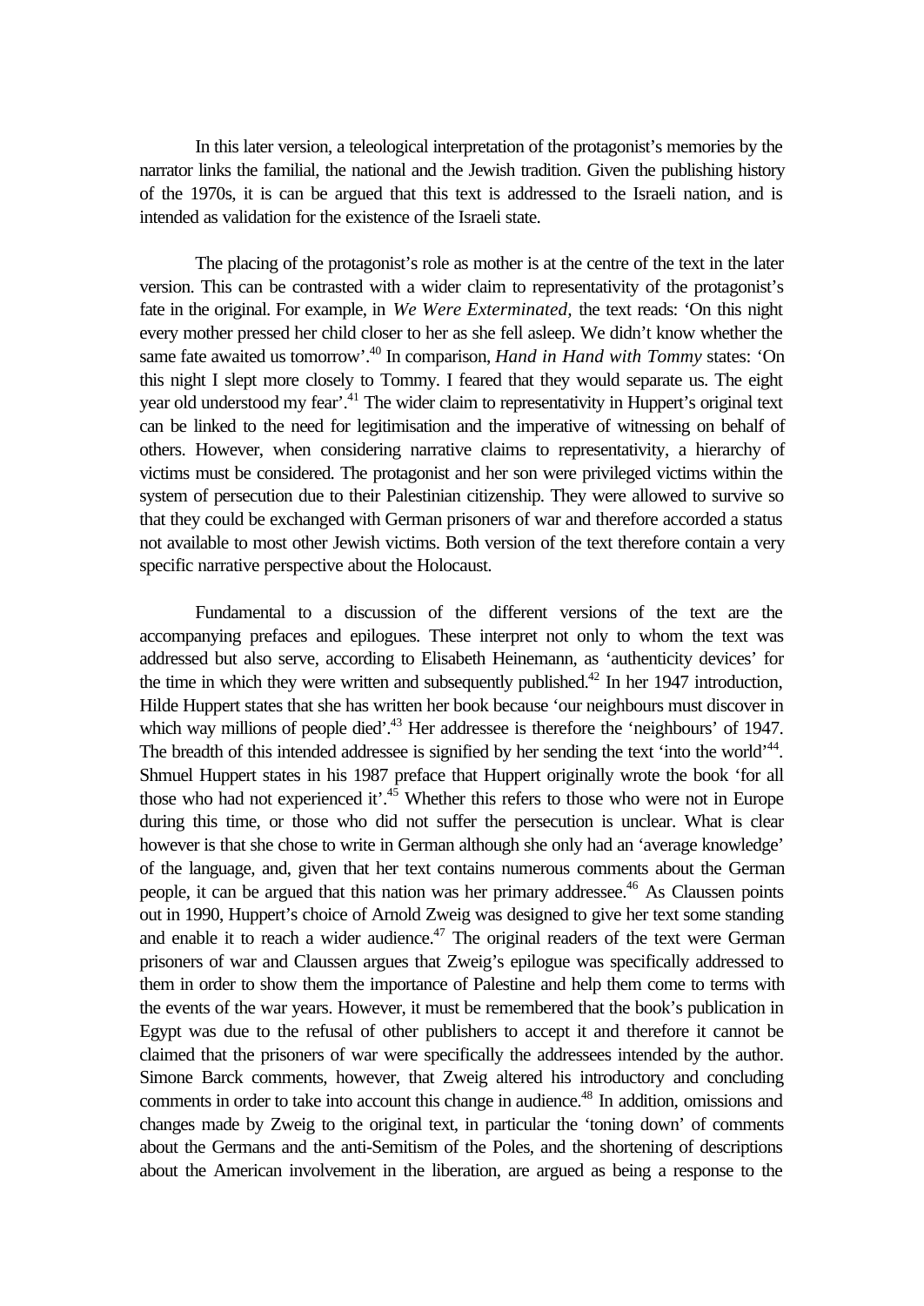In this later version, a teleological interpretation of the protagonist's memories by the narrator links the familial, the national and the Jewish tradition. Given the publishing history of the 1970s, it is can be argued that this text is addressed to the Israeli nation, and is intended as validation for the existence of the Israeli state.

The placing of the protagonist's role as mother is at the centre of the text in the later version. This can be contrasted with a wider claim to representativity of the protagonist's fate in the original. For example, in *We Were Exterminated*, the text reads: 'On this night every mother pressed her child closer to her as she fell asleep. We didn't know whether the same fate awaited us tomorrow'.[40] In comparison, *Hand in Hand with Tommy* states: 'On this night I slept more closely to Tommy. I feared that they would separate us. The eight year old understood my fear'.[41] The wider claim to representativity in Huppert's original text can be linked to the need for legitimisation and the imperative of witnessing on behalf of others. However, when considering narrative claims to representativity, a hierarchy of victims must be considered. The protagonist and her son were privileged victims within the system of persecution due to their Palestinian citizenship. They were allowed to survive so that they could be exchanged with German prisoners of war and therefore accorded a status not available to most other Jewish victims. Both version of the text therefore contain a very specific narrative perspective about the Holocaust.

Fundamental to a discussion of the different versions of the text are the accompanying prefaces and epilogues. These interpret not only to whom the text was addressed but also serve, according to Elisabeth Heinemann, as 'authenticity devices' for the time in which they were written and subsequently published.[42] In her 1947 introduction, Hilde Huppert states that she has written her book because 'our neighbours must discover in which way millions of people died'.[43] Her addressee is therefore the 'neighbours' of 1947. The breadth of this intended addressee is signified by her sending the text 'into the world'[44]. Shmuel Huppert states in his 1987 preface that Huppert originally wrote the book 'for all those who had not experienced it'.[45] Whether this refers to those who were not in Europe during this time, or those who did not suffer the persecution is unclear. What is clear however is that she chose to write in German although she only had an 'average knowledge' of the language, and, given that her text contains numerous comments about the German people, it can be argued that this nation was her primary addressee.[46] As Claussen points out in 1990, Huppert's choice of Arnold Zweig was designed to give her text some standing and enable it to reach a wider audience.[47] The original readers of the text were German prisoners of war and Claussen argues that Zweig's epilogue was specifically addressed to them in order to show them the importance of Palestine and help them come to terms with the events of the war years. However, it must be remembered that the book's publication in Egypt was due to the refusal of other publishers to accept it and therefore it cannot be claimed that the prisoners of war were specifically the addressees intended by the author. Simone Barck comments, however, that Zweig altered his introductory and concluding comments in order to take into account this change in audience.[48] In addition, omissions and changes made by Zweig to the original text, in particular the 'toning down' of comments about the Germans and the anti-Semitism of the Poles, and the shortening of descriptions about the American involvement in the liberation, are argued as being a response to the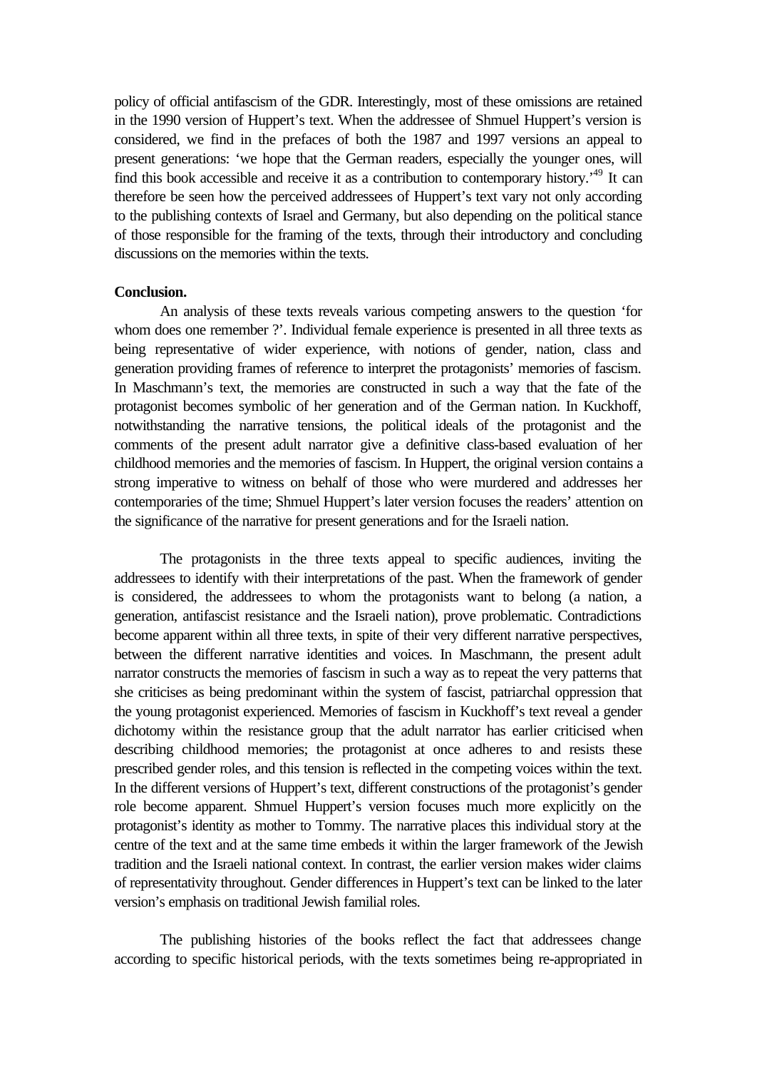policy of official antifascism of the GDR. Interestingly, most of these omissions are retained in the 1990 version of Huppert's text. When the addressee of Shmuel Huppert's version is considered, we find in the prefaces of both the 1987 and 1997 versions an appeal to present generations: 'we hope that the German readers, especially the younger ones, will find this book accessible and receive it as a contribution to contemporary history.'[49] It can therefore be seen how the perceived addressees of Huppert's text vary not only according to the publishing contexts of Israel and Germany, but also depending on the political stance of those responsible for the framing of the texts, through their introductory and concluding discussions on the memories within the texts.

**Conclusion.**

An analysis of these texts reveals various competing answers to the question 'for whom does one remember ?'. Individual female experience is presented in all three texts as being representative of wider experience, with notions of gender, nation, class and generation providing frames of reference to interpret the protagonists' memories of fascism. In Maschmann's text, the memories are constructed in such a way that the fate of the protagonist becomes symbolic of her generation and of the German nation. In Kuckhoff, notwithstanding the narrative tensions, the political ideals of the protagonist and the comments of the present adult narrator give a definitive class-based evaluation of her childhood memories and the memories of fascism. In Huppert, the original version contains a strong imperative to witness on behalf of those who were murdered and addresses her contemporaries of the time; Shmuel Huppert's later version focuses the readers' attention on the significance of the narrative for present generations and for the Israeli nation.

The protagonists in the three texts appeal to specific audiences, inviting the addressees to identify with their interpretations of the past. When the framework of gender is considered, the addressees to whom the protagonists want to belong (a nation, a generation, antifascist resistance and the Israeli nation), prove problematic. Contradictions become apparent within all three texts, in spite of their very different narrative perspectives, between the different narrative identities and voices. In Maschmann, the present adult narrator constructs the memories of fascism in such a way as to repeat the very patterns that she criticises as being predominant within the system of fascist, patriarchal oppression that the young protagonist experienced. Memories of fascism in Kuckhoff's text reveal a gender dichotomy within the resistance group that the adult narrator has earlier criticised when describing childhood memories; the protagonist at once adheres to and resists these prescribed gender roles, and this tension is reflected in the competing voices within the text. In the different versions of Huppert's text, different constructions of the protagonist's gender role become apparent. Shmuel Huppert's version focuses much more explicitly on the protagonist's identity as mother to Tommy. The narrative places this individual story at the centre of the text and at the same time embeds it within the larger framework of the Jewish tradition and the Israeli national context. In contrast, the earlier version makes wider claims of representativity throughout. Gender differences in Huppert's text can be linked to the later version's emphasis on traditional Jewish familial roles.

The publishing histories of the books reflect the fact that addressees change according to specific historical periods, with the texts sometimes being re-appropriated in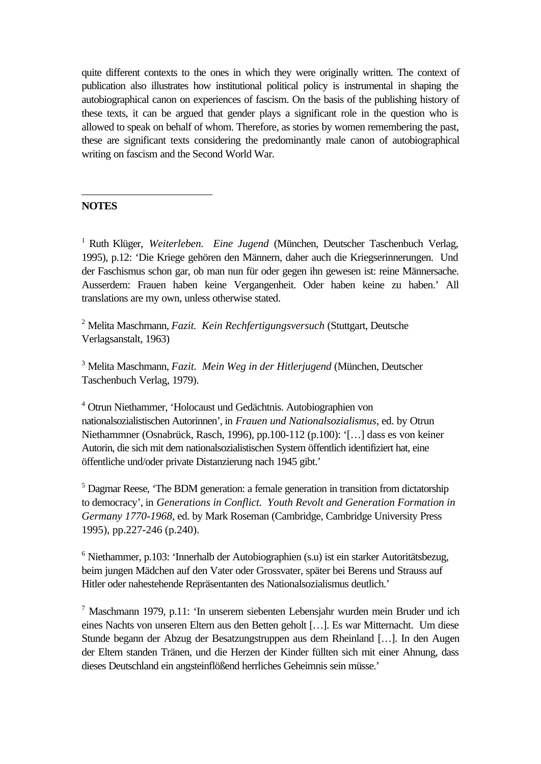quite different contexts to the ones in which they were originally written. The context of publication also illustrates how institutional political policy is instrumental in shaping the autobiographical canon on experiences of fascism. On the basis of the publishing history of these texts, it can be argued that gender plays a significant role in the question who is allowed to speak on behalf of whom. Therefore, as stories by women remembering the past, these are significant texts considering the predominantly male canon of autobiographical writing on fascism and the Second World War.

---

**NOTES**

[1] Ruth Klüger, *Weiterleben. Eine Jugend* (München, Deutscher Taschenbuch Verlag, 1995), p.12: 'Die Kriege gehören den Männern, daher auch die Kriegserinnerungen. Und der Faschismus schon gar, ob man nun für oder gegen ihn gewesen ist: reine Männersache. Ausserdem: Frauen haben keine Vergangenheit. Oder haben keine zu haben.' All translations are my own, unless otherwise stated.

[2] Melita Maschmann, *Fazit. Kein Rechfertigungsversuch* (Stuttgart, Deutsche Verlagsanstalt, 1963)

[3] Melita Maschmann, *Fazit. Mein Weg in der Hitlerjugend* (München, Deutscher Taschenbuch Verlag, 1979).

[4] Otrun Niethammer, 'Holocaust und Gedächtnis. Autobiographien von nationalsozialistischen Autorinnen', in *Frauen und Nationalsozialismus*, ed. by Otrun Niethammner (Osnabrück, Rasch, 1996), pp.100-112 (p.100): '[…] dass es von keiner Autorin, die sich mit dem nationalsozialistischen System öffentlich identifiziert hat, eine öffentliche und/oder private Distanzierung nach 1945 gibt.'

[5] Dagmar Reese, 'The BDM generation: a female generation in transition from dictatorship to democracy', in *Generations in Conflict. Youth Revolt and Generation Formation in Germany 1770-1968*, ed. by Mark Roseman (Cambridge, Cambridge University Press 1995), pp.227-246 (p.240).

[6] Niethammer, p.103: 'Innerhalb der Autobiographien (s.u) ist ein starker Autoritätsbezug, beim jungen Mädchen auf den Vater oder Grossvater, später bei Berens und Strauss auf Hitler oder nahestehende Repräsentanten des Nationalsozialismus deutlich.'

[7] Maschmann 1979, p.11: 'In unserem siebenten Lebensjahr wurden mein Bruder und ich eines Nachts von unseren Eltern aus den Betten geholt […]. Es war Mitternacht. Um diese Stunde begann der Abzug der Besatzungstruppen aus dem Rheinland […]. In den Augen der Eltern standen Tränen, und die Herzen der Kinder füllten sich mit einer Ahnung, dass dieses Deutschland ein angsteinflößend herrliches Geheimnis sein müsse.'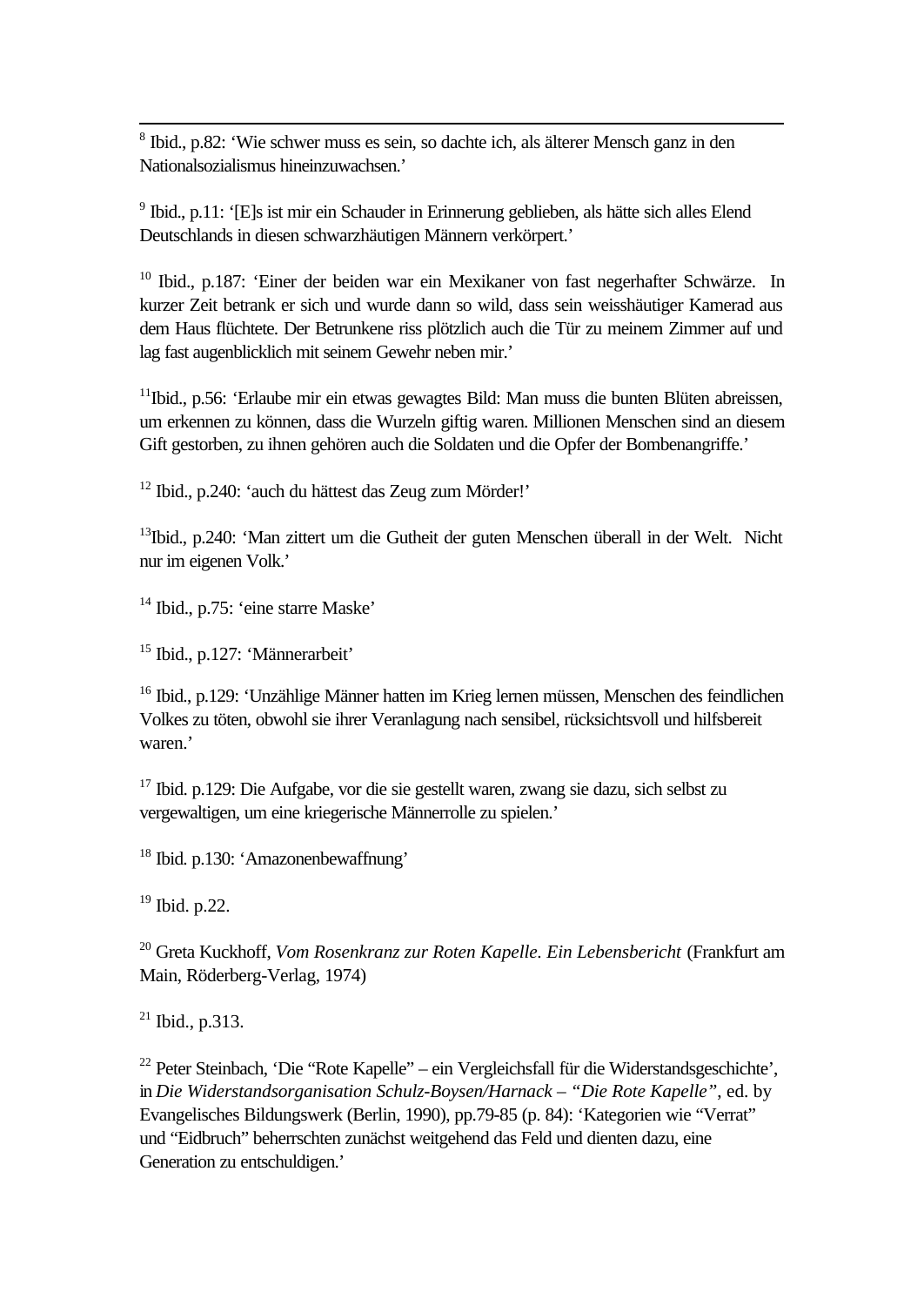[8] Ibid., p.82: 'Wie schwer muss es sein, so dachte ich, als älterer Mensch ganz in den Nationalsozialismus hineinzuwachsen.'

[9] Ibid., p.11: '[E]s ist mir ein Schauder in Erinnerung geblieben, als hätte sich alles Elend Deutschlands in diesen schwarzhäutigen Männern verkörpert.'

[10] Ibid., p.187: 'Einer der beiden war ein Mexikaner von fast negerhafter Schwärze. In kurzer Zeit betrank er sich und wurde dann so wild, dass sein weisshäutiger Kamerad aus dem Haus flüchtete. Der Betrunkene riss plötzlich auch die Tür zu meinem Zimmer auf und lag fast augenblicklich mit seinem Gewehr neben mir.'

[11] Ibid., p.56: 'Erlaube mir ein etwas gewagtes Bild: Man muss die bunten Blüten abreissen, um erkennen zu können, dass die Wurzeln giftig waren. Millionen Menschen sind an diesem Gift gestorben, zu ihnen gehören auch die Soldaten und die Opfer der Bombenangriffe.'

[12] Ibid., p.240: 'auch du hättest das Zeug zum Mörder!'

[13] Ibid., p.240: 'Man zittert um die Gutheit der guten Menschen überall in der Welt. Nicht nur im eigenen Volk.'

[14] Ibid., p.75: 'eine starre Maske'

[15] Ibid., p.127: 'Männerarbeit'

[16] Ibid., p.129: 'Unzählige Männer hatten im Krieg lernen müssen, Menschen des feindlichen Volkes zu töten, obwohl sie ihrer Veranlagung nach sensibel, rücksichtsvoll und hilfsbereit waren.'

[17] Ibid. p.129: Die Aufgabe, vor die sie gestellt waren, zwang sie dazu, sich selbst zu vergewaltigen, um eine kriegerische Männerrolle zu spielen.'

[18] Ibid. p.130: 'Amazonenbewaffnung'

[19] Ibid. p.22.

[20] Greta Kuckhoff, *Vom Rosenkranz zur Roten Kapelle. Ein Lebensbericht* (Frankfurt am Main, Röderberg-Verlag, 1974)

[21] Ibid., p.313.

[22] Peter Steinbach, 'Die "Rote Kapelle" – ein Vergleichsfall für die Widerstandsgeschichte', in *Die Widerstandsorganisation Schulz-Boysen/Harnack – "Die Rote Kapelle"*, ed. by Evangelisches Bildungswerk (Berlin, 1990), pp.79-85 (p. 84): 'Kategorien wie "Verrat" und "Eidbruch" beherrschten zunächst weitgehend das Feld und dienten dazu, eine Generation zu entschuldigen.'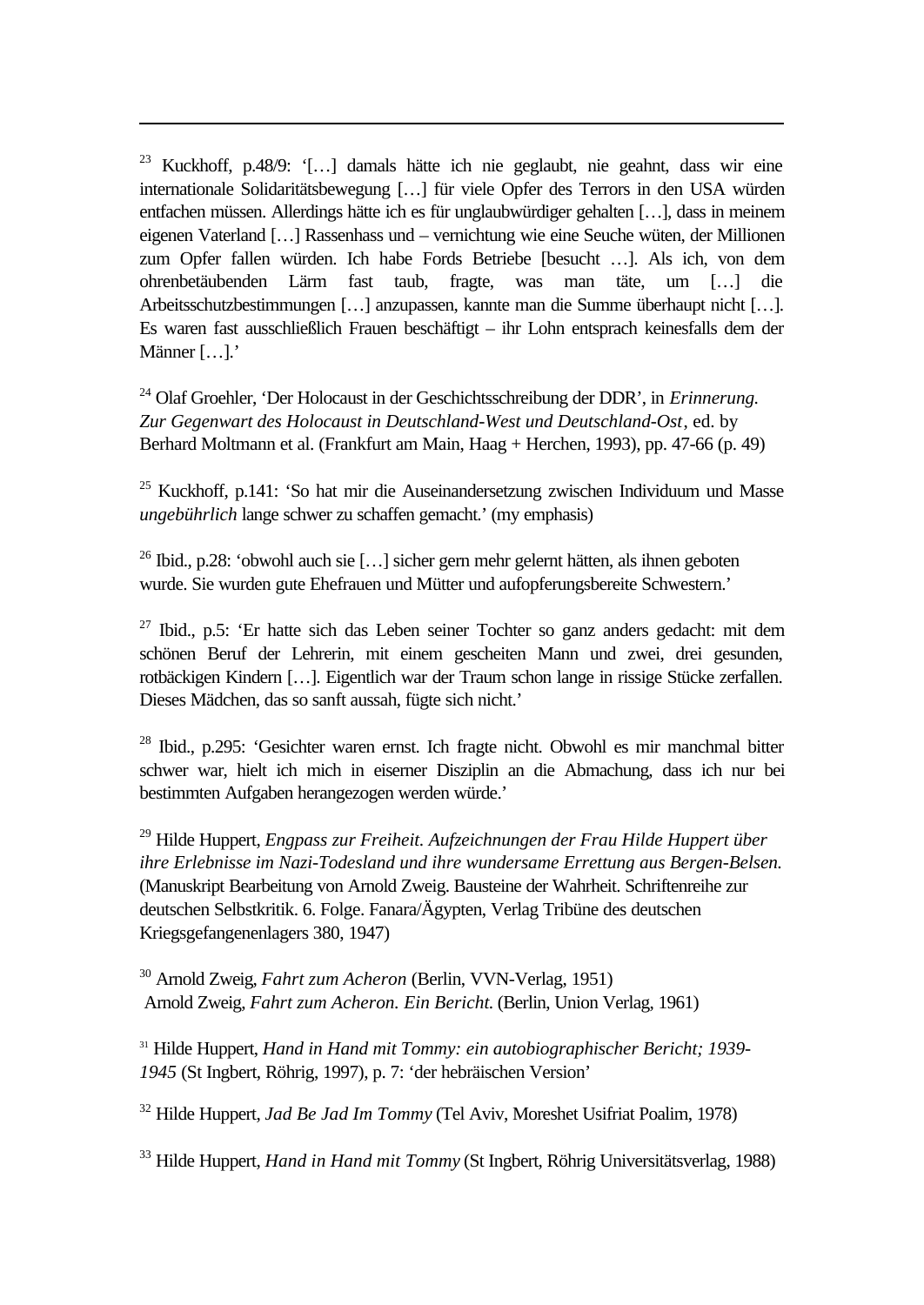---

[23] Kuckhoff, p.48/9: '[…] damals hätte ich nie geglaubt, nie geahnt, dass wir eine internationale Solidaritätsbewegung […] für viele Opfer des Terrors in den USA würden entfachen müssen. Allerdings hätte ich es für unglaubwürdiger gehalten […], dass in meinem eigenen Vaterland […] Rassenhass und – vernichtung wie eine Seuche wüten, der Millionen zum Opfer fallen würden. Ich habe Fords Betriebe [besucht …]. Als ich, von dem ohrenbetäubenden Lärm fast taub, fragte, was man täte, um […] die Arbeitsschutzbestimmungen […] anzupassen, kannte man die Summe überhaupt nicht […]. Es waren fast ausschließlich Frauen beschäftigt – ihr Lohn entsprach keinesfalls dem der Männer […].'

[24] Olaf Groehler, 'Der Holocaust in der Geschichtsschreibung der DDR', in *Erinnerung. Zur Gegenwart des Holocaust in Deutschland-West und Deutschland-Ost*, ed. by Berhard Moltmann et al. (Frankfurt am Main, Haag + Herchen, 1993), pp. 47-66 (p. 49)

[25] Kuckhoff, p.141: 'So hat mir die Auseinandersetzung zwischen Individuum und Masse *ungebührlich* lange schwer zu schaffen gemacht.' (my emphasis)

[26] Ibid., p.28: 'obwohl auch sie […] sicher gern mehr gelernt hätten, als ihnen geboten wurde. Sie wurden gute Ehefrauen und Mütter und aufopferungsbereite Schwestern.'

[27] Ibid., p.5: 'Er hatte sich das Leben seiner Tochter so ganz anders gedacht: mit dem schönen Beruf der Lehrerin, mit einem gescheiten Mann und zwei, drei gesunden, rotbäckigen Kindern […]. Eigentlich war der Traum schon lange in rissige Stücke zerfallen. Dieses Mädchen, das so sanft aussah, fügte sich nicht.'

[28] Ibid., p.295: 'Gesichter waren ernst. Ich fragte nicht. Obwohl es mir manchmal bitter schwer war, hielt ich mich in eiserner Disziplin an die Abmachung, dass ich nur bei bestimmten Aufgaben herangezogen werden würde.'

[29] Hilde Huppert, *Engpass zur Freiheit. Aufzeichnungen der Frau Hilde Huppert über ihre Erlebnisse im Nazi-Todesland und ihre wundersame Errettung aus Bergen-Belsen.* (Manuskript Bearbeitung von Arnold Zweig. Bausteine der Wahrheit. Schriftenreihe zur deutschen Selbstkritik. 6. Folge. Fanara/Ägypten, Verlag Tribüne des deutschen Kriegsgefangenenlagers 380, 1947)

[30] Arnold Zweig, *Fahrt zum Acheron* (Berlin, VVN-Verlag, 1951)
Arnold Zweig, *Fahrt zum Acheron. Ein Bericht.* (Berlin, Union Verlag, 1961)

[31] Hilde Huppert, *Hand in Hand mit Tommy: ein autobiographischer Bericht; 1939-1945* (St Ingbert, Röhrig, 1997), p. 7: 'der hebräischen Version'

[32] Hilde Huppert, *Jad Be Jad Im Tommy* (Tel Aviv, Moreshet Usifriat Poalim, 1978)

[33] Hilde Huppert, *Hand in Hand mit Tommy* (St Ingbert, Röhrig Universitätsverlag, 1988)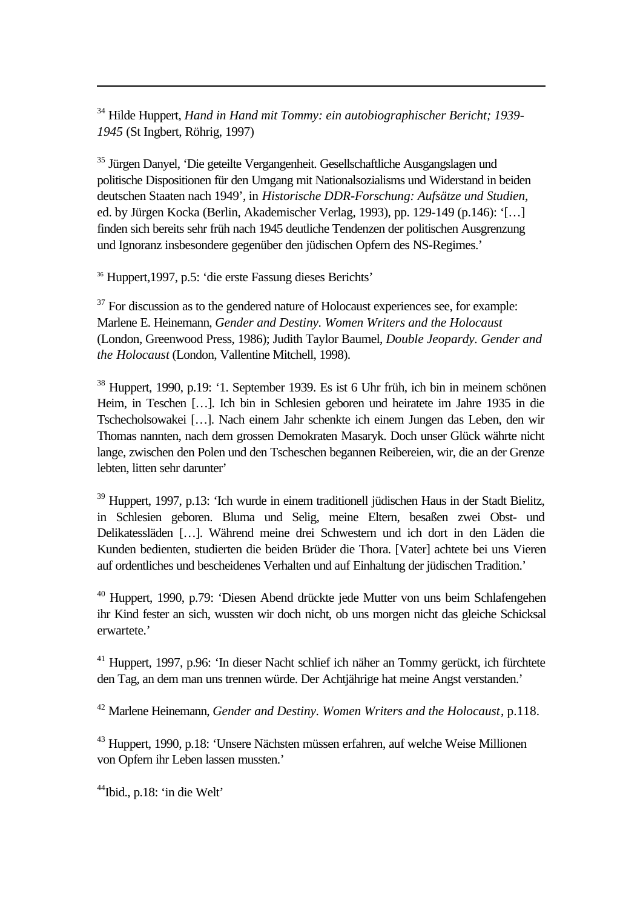[34] Hilde Huppert, *Hand in Hand mit Tommy: ein autobiographischer Bericht; 1939-1945* (St Ingbert, Röhrig, 1997)

[35] Jürgen Danyel, 'Die geteilte Vergangenheit. Gesellschaftliche Ausgangslagen und politische Dispositionen für den Umgang mit Nationalsozialisms und Widerstand in beiden deutschen Staaten nach 1949', in *Historische DDR-Forschung: Aufsätze und Studien*, ed. by Jürgen Kocka (Berlin, Akademischer Verlag, 1993), pp. 129-149 (p.146): '[…] finden sich bereits sehr früh nach 1945 deutliche Tendenzen der politischen Ausgrenzung und Ignoranz insbesondere gegenüber den jüdischen Opfern des NS-Regimes.'

[36] Huppert,1997, p.5: 'die erste Fassung dieses Berichts'

[37] For discussion as to the gendered nature of Holocaust experiences see, for example: Marlene E. Heinemann, *Gender and Destiny. Women Writers and the Holocaust* (London, Greenwood Press, 1986); Judith Taylor Baumel, *Double Jeopardy. Gender and the Holocaust* (London, Vallentine Mitchell, 1998).

[38] Huppert, 1990, p.19: '1. September 1939. Es ist 6 Uhr früh, ich bin in meinem schönen Heim, in Teschen […]. Ich bin in Schlesien geboren und heiratete im Jahre 1935 in die Tschecholsowakei […]. Nach einem Jahr schenkte ich einem Jungen das Leben, den wir Thomas nannten, nach dem grossen Demokraten Masaryk. Doch unser Glück währte nicht lange, zwischen den Polen und den Tscheschen begannen Reibereien, wir, die an der Grenze lebten, litten sehr darunter'

[39] Huppert, 1997, p.13: 'Ich wurde in einem traditionell jüdischen Haus in der Stadt Bielitz, in Schlesien geboren. Bluma und Selig, meine Eltern, besaßen zwei Obst- und Delikatessläden […]. Während meine drei Schwestern und ich dort in den Läden die Kunden bedienten, studierten die beiden Brüder die Thora. [Vater] achtete bei uns Vieren auf ordentliches und bescheidenes Verhalten und auf Einhaltung der jüdischen Tradition.'

[40] Huppert, 1990, p.79: 'Diesen Abend drückte jede Mutter von uns beim Schlafengehen ihr Kind fester an sich, wussten wir doch nicht, ob uns morgen nicht das gleiche Schicksal erwartete.'

[41] Huppert, 1997, p.96: 'In dieser Nacht schlief ich näher an Tommy gerückt, ich fürchtete den Tag, an dem man uns trennen würde. Der Achtjährige hat meine Angst verstanden.'

[42] Marlene Heinemann, *Gender and Destiny. Women Writers and the Holocaust*, p.118.

[43] Huppert, 1990, p.18: 'Unsere Nächsten müssen erfahren, auf welche Weise Millionen von Opfern ihr Leben lassen mussten.'

[44]Ibid., p.18: 'in die Welt'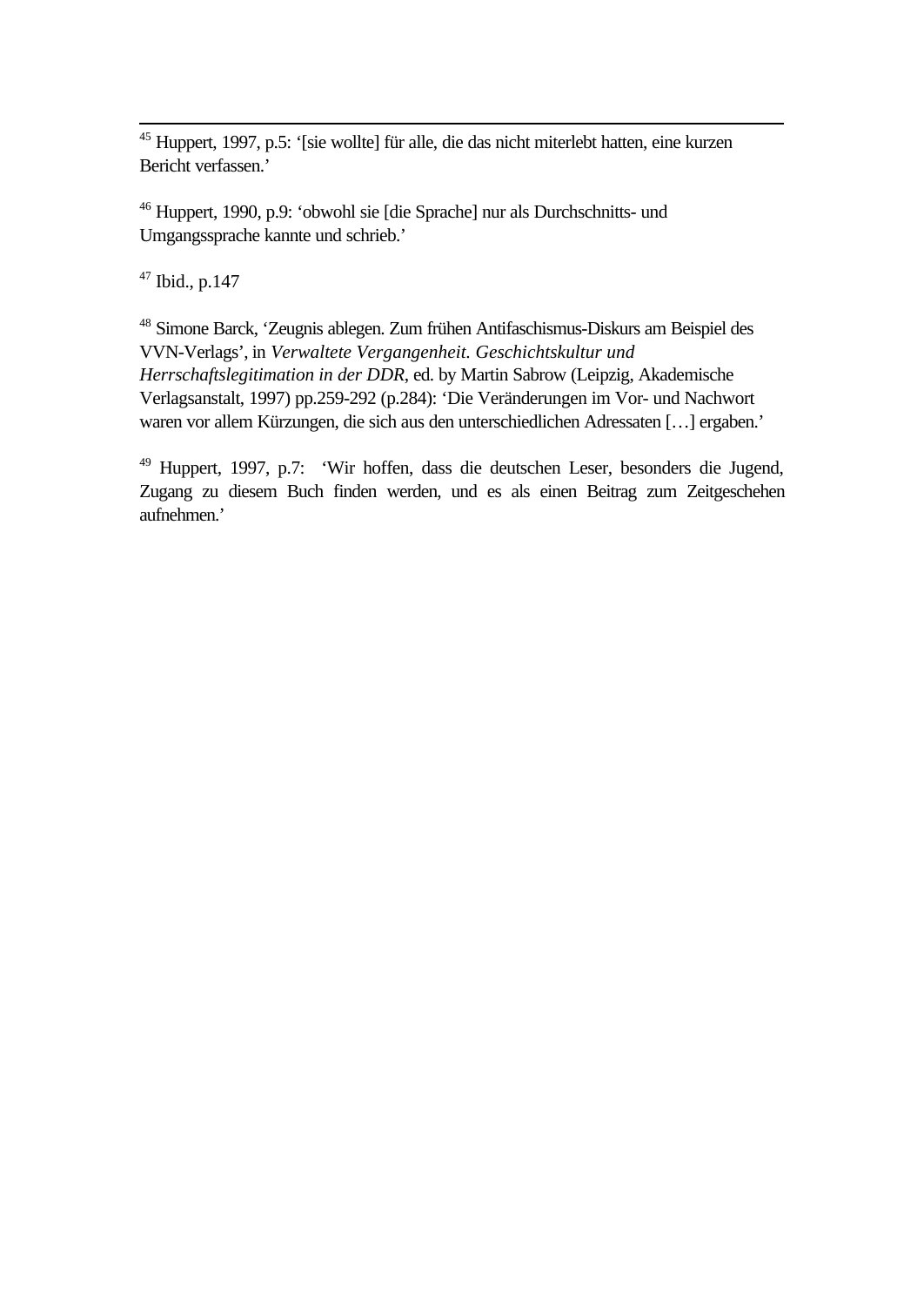[45] Huppert, 1997, p.5: '[sie wollte] für alle, die das nicht miterlebt hatten, eine kurzen Bericht verfassen.'

[46] Huppert, 1990, p.9: 'obwohl sie [die Sprache] nur als Durchschnitts- und Umgangssprache kannte und schrieb.'

[47] Ibid., p.147

[48] Simone Barck, 'Zeugnis ablegen. Zum frühen Antifaschismus-Diskurs am Beispiel des VVN-Verlags', in *Verwaltete Vergangenheit. Geschichtskultur und Herrschaftslegitimation in der DDR*, ed. by Martin Sabrow (Leipzig, Akademische Verlagsanstalt, 1997) pp.259-292 (p.284): 'Die Veränderungen im Vor- und Nachwort waren vor allem Kürzungen, die sich aus den unterschiedlichen Adressaten […] ergaben.'

[49] Huppert, 1997, p.7: 'Wir hoffen, dass die deutschen Leser, besonders die Jugend, Zugang zu diesem Buch finden werden, und es als einen Beitrag zum Zeitgeschehen aufnehmen.'